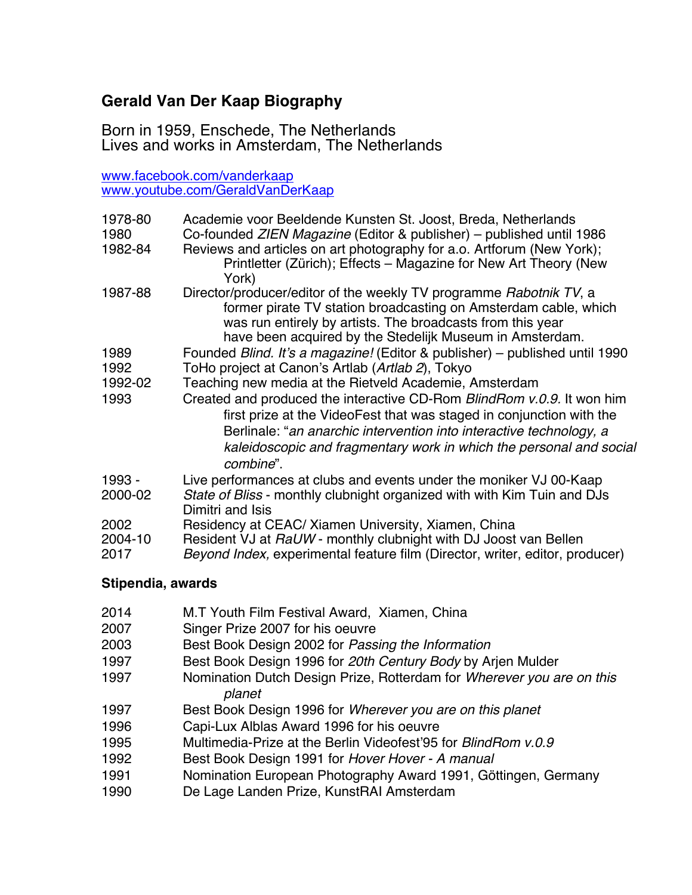# Gerald Van Der Kaap Biography

Born in 1959, Enschede, The Netherlands
Lives and works in Amsterdam, The Netherlands

www.facebook.com/vanderkaap
www.youtube.com/GeraldVanDerKaap

| | |
|---|---|
| 1978-80 | Academie voor Beeldende Kunsten St. Joost, Breda, Netherlands |
| 1980 | Co-founded *ZIEN Magazine* (Editor & publisher) – published until 1986 |
| 1982-84 | Reviews and articles on art photography for a.o. Artforum (New York); Printletter (Zürich); Effects – Magazine for New Art Theory (New York) |
| 1987-88 | Director/producer/editor of the weekly TV programme *Rabotnik TV*, a former pirate TV station broadcasting on Amsterdam cable, which was run entirely by artists. The broadcasts from this year have been acquired by the Stedelijk Museum in Amsterdam. |
| 1989 | Founded *Blind. It's a magazine!* (Editor & publisher) – published until 1990 |
| 1992 | ToHo project at Canon's Artlab (*Artlab 2*), Tokyo |
| 1992-02 | Teaching new media at the Rietveld Academie, Amsterdam |
| 1993 | Created and produced the interactive CD-Rom *BlindRom v.0.9.* It won him first prize at the VideoFest that was staged in conjunction with the Berlinale: "*an anarchic intervention into interactive technology, a kaleidoscopic and fragmentary work in which the personal and social combine*". |
| 1993 - | Live performances at clubs and events under the moniker VJ 00-Kaap |
| 2000-02 | *State of Bliss* - monthly clubnight organized with with Kim Tuin and DJs Dimitri and Isis |
| 2002 | Residency at CEAC/ Xiamen University, Xiamen, China |
| 2004-10 | Resident VJ at *RaUW* - monthly clubnight with DJ Joost van Bellen |
| 2017 | *Beyond Index,* experimental feature film (Director, writer, editor, producer) |

### Stipendia, awards

| | |
|---|---|
| 2014 | M.T Youth Film Festival Award, Xiamen, China |
| 2007 | Singer Prize 2007 for his oeuvre |
| 2003 | Best Book Design 2002 for *Passing the Information* |
| 1997 | Best Book Design 1996 for *20th Century Body* by Arjen Mulder |
| 1997 | Nomination Dutch Design Prize, Rotterdam for *Wherever you are on this planet* |
| 1997 | Best Book Design 1996 for *Wherever you are on this planet* |
| 1996 | Capi-Lux Alblas Award 1996 for his oeuvre |
| 1995 | Multimedia-Prize at the Berlin Videofest'95 for *BlindRom v.0.9* |
| 1992 | Best Book Design 1991 for *Hover Hover - A manual* |
| 1991 | Nomination European Photography Award 1991, Göttingen, Germany |
| 1990 | De Lage Landen Prize, KunstRAI Amsterdam |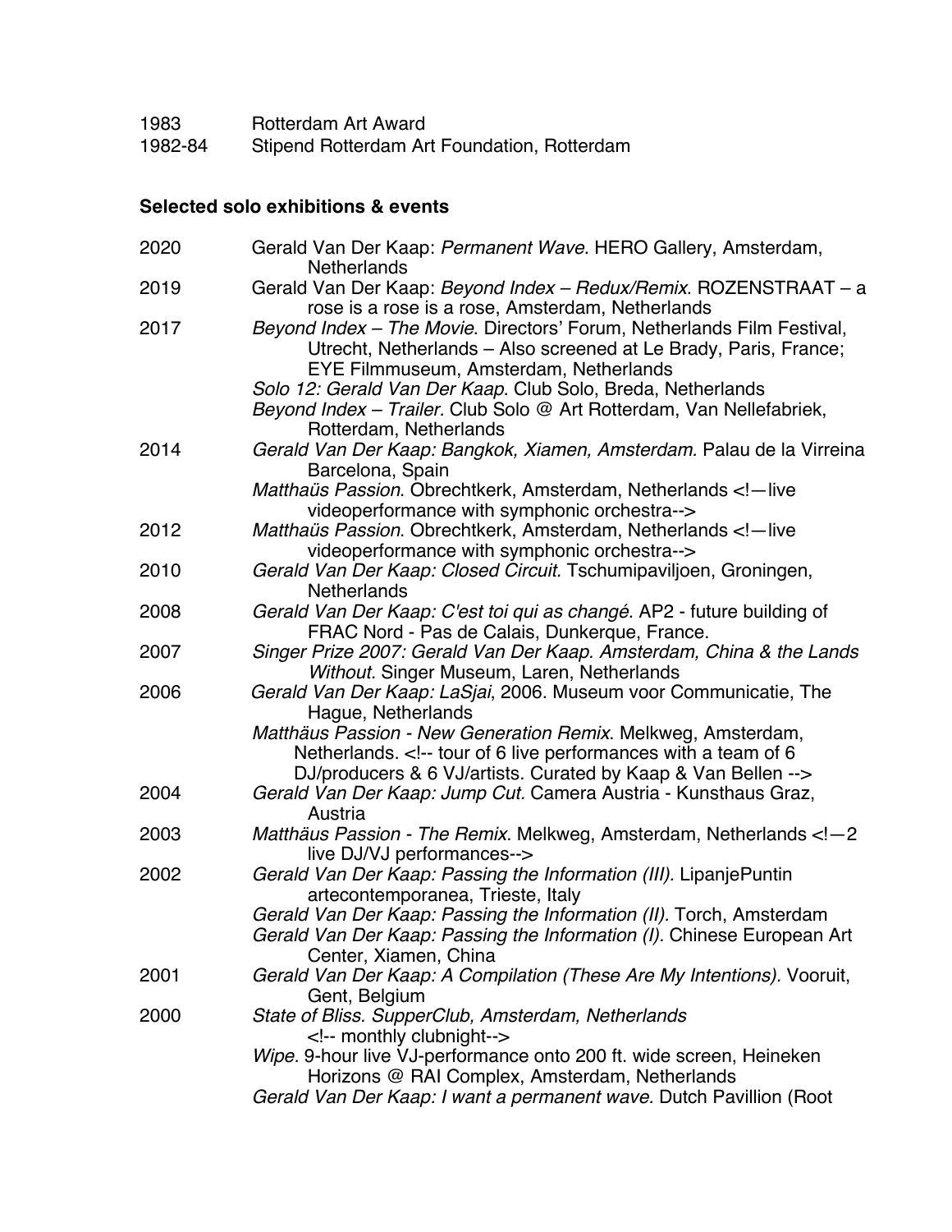1983 Rotterdam Art Award
1982-84 Stipend Rotterdam Art Foundation, Rotterdam

**Selected solo exhibitions & events**

2020 Gerald Van Der Kaap: *Permanent Wave*. HERO Gallery, Amsterdam, Netherlands

2019 Gerald Van Der Kaap: *Beyond Index – Redux/Remix*. ROZENSTRAAT – a rose is a rose is a rose, Amsterdam, Netherlands

2017 *Beyond Index – The Movie*. Directors' Forum, Netherlands Film Festival, Utrecht, Netherlands – Also screened at Le Brady, Paris, France; EYE Filmmuseum, Amsterdam, Netherlands
*Solo 12: Gerald Van Der Kaap*. Club Solo, Breda, Netherlands
*Beyond Index – Trailer.* Club Solo @ Art Rotterdam, Van Nellefabriek, Rotterdam, Netherlands

2014 *Gerald Van Der Kaap: Bangkok, Xiamen, Amsterdam*. Palau de la Virreina Barcelona, Spain
*Matthaüs Passion*. Obrechtkerk, Amsterdam, Netherlands <!—live videoperformance with symphonic orchestra-->

2012 *Matthaüs Passion*. Obrechtkerk, Amsterdam, Netherlands <!—live videoperformance with symphonic orchestra-->

2010 *Gerald Van Der Kaap: Closed Circuit.* Tschumipaviljoen, Groningen, Netherlands

2008 *Gerald Van Der Kaap: C'est toi qui as changé.* AP2 - future building of FRAC Nord - Pas de Calais, Dunkerque, France.

2007 *Singer Prize 2007: Gerald Van Der Kaap. Amsterdam, China & the Lands Without.* Singer Museum, Laren, Netherlands

2006 *Gerald Van Der Kaap: LaSjai*, 2006. Museum voor Communicatie, The Hague, Netherlands
*Matthäus Passion - New Generation Remix*. Melkweg, Amsterdam, Netherlands. <!-- tour of 6 live performances with a team of 6 DJ/producers & 6 VJ/artists. Curated by Kaap & Van Bellen -->

2004 *Gerald Van Der Kaap: Jump Cut.* Camera Austria - Kunsthaus Graz, Austria

2003 *Matthäus Passion - The Remix*. Melkweg, Amsterdam, Netherlands <!—2 live DJ/VJ performances-->

2002 *Gerald Van Der Kaap: Passing the Information (III)*. LipanjePuntin artecontemporanea, Trieste, Italy
*Gerald Van Der Kaap: Passing the Information (II).* Torch, Amsterdam
*Gerald Van Der Kaap: Passing the Information (I).* Chinese European Art Center, Xiamen, China

2001 *Gerald Van Der Kaap: A Compilation (These Are My Intentions).* Vooruit, Gent, Belgium

2000 *State of Bliss. SupperClub, Amsterdam, Netherlands* <!-- monthly clubnight-->
*Wipe.* 9-hour live VJ-performance onto 200 ft. wide screen, Heineken Horizons @ RAI Complex, Amsterdam, Netherlands
*Gerald Van Der Kaap: I want a permanent wave.* Dutch Pavillion (Root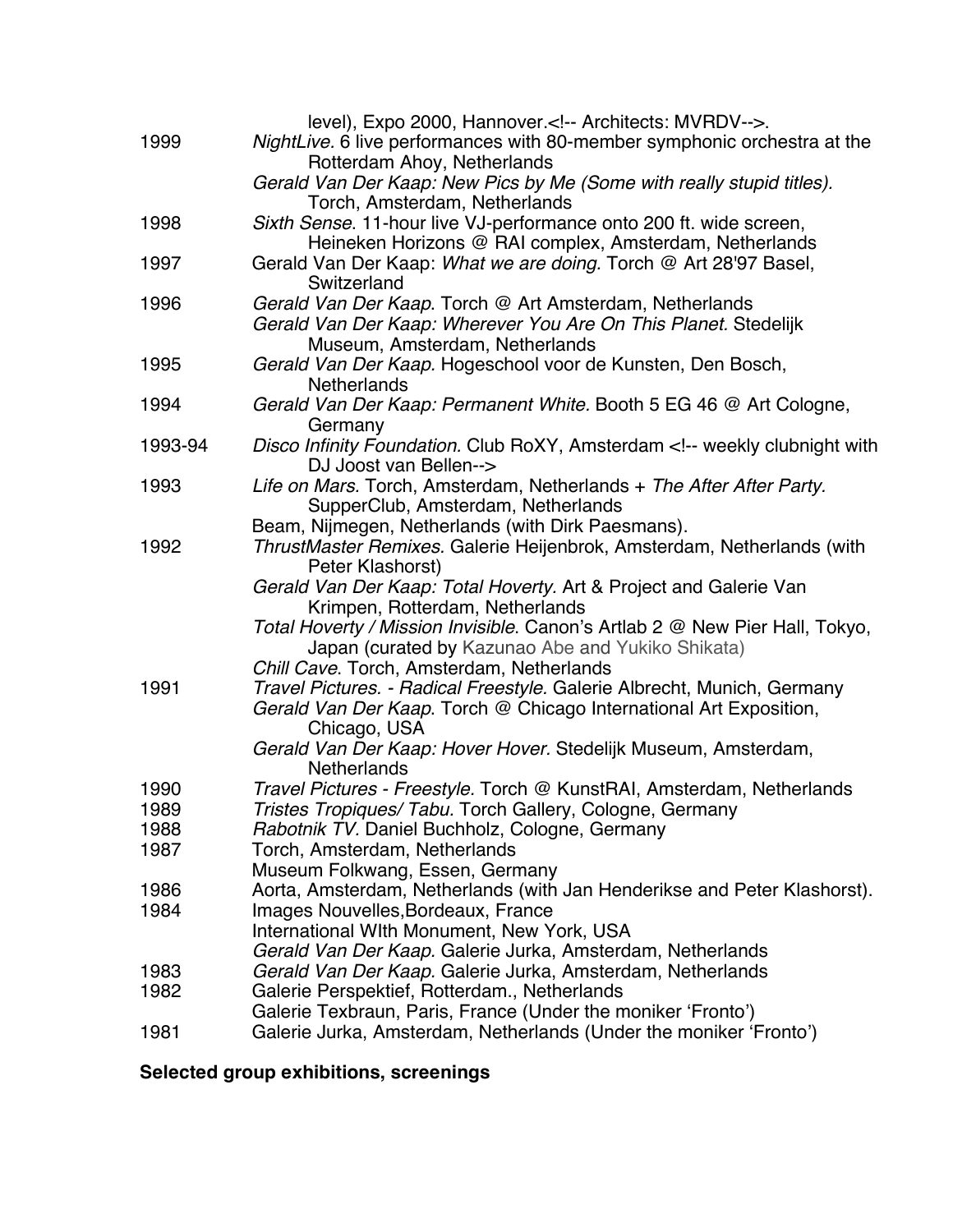level), Expo 2000, Hannover.<!-- Architects: MVRDV-->.

| | |
|---|---|
| 1999 | *NightLive.* 6 live performances with 80-member symphonic orchestra at the Rotterdam Ahoy, Netherlands |
| | *Gerald Van Der Kaap: New Pics by Me (Some with really stupid titles).* Torch, Amsterdam, Netherlands |
| 1998 | *Sixth Sense.* 11-hour live VJ-performance onto 200 ft. wide screen, Heineken Horizons @ RAI complex, Amsterdam, Netherlands |
| 1997 | Gerald Van Der Kaap: *What we are doing.* Torch @ Art 28'97 Basel, Switzerland |
| 1996 | *Gerald Van Der Kaap.* Torch @ Art Amsterdam, Netherlands |
| | *Gerald Van Der Kaap: Wherever You Are On This Planet.* Stedelijk Museum, Amsterdam, Netherlands |
| 1995 | *Gerald Van Der Kaap.* Hogeschool voor de Kunsten, Den Bosch, Netherlands |
| 1994 | *Gerald Van Der Kaap: Permanent White.* Booth 5 EG 46 @ Art Cologne, Germany |
| 1993-94 | *Disco Infinity Foundation.* Club RoXY, Amsterdam <!-- weekly clubnight with DJ Joost van Bellen--> |
| 1993 | *Life on Mars.* Torch, Amsterdam, Netherlands + *The After After Party.* SupperClub, Amsterdam, Netherlands |
| | Beam, Nijmegen, Netherlands (with Dirk Paesmans). |
| 1992 | *ThrustMaster Remixes.* Galerie Heijenbrok, Amsterdam, Netherlands (with Peter Klashorst) |
| | *Gerald Van Der Kaap: Total Hoverty.* Art & Project and Galerie Van Krimpen, Rotterdam, Netherlands |
| | *Total Hoverty / Mission Invisible.* Canon's Artlab 2 @ New Pier Hall, Tokyo, Japan (curated by Kazunao Abe and Yukiko Shikata) |
| | *Chill Cave.* Torch, Amsterdam, Netherlands |
| 1991 | *Travel Pictures. - Radical Freestyle.* Galerie Albrecht, Munich, Germany |
| | *Gerald Van Der Kaap.* Torch @ Chicago International Art Exposition, Chicago, USA |
| | *Gerald Van Der Kaap: Hover Hover.* Stedelijk Museum, Amsterdam, Netherlands |
| 1990 | *Travel Pictures - Freestyle.* Torch @ KunstRAI, Amsterdam, Netherlands |
| 1989 | *Tristes Tropiques/ Tabu.* Torch Gallery, Cologne, Germany |
| 1988 | *Rabotnik TV.* Daniel Buchholz, Cologne, Germany |
| 1987 | Torch, Amsterdam, Netherlands |
| | Museum Folkwang, Essen, Germany |
| 1986 | Aorta, Amsterdam, Netherlands (with Jan Henderikse and Peter Klashorst). |
| 1984 | Images Nouvelles,Bordeaux, France |
| | International WIth Monument, New York, USA |
| | *Gerald Van Der Kaap.* Galerie Jurka, Amsterdam, Netherlands |
| 1983 | *Gerald Van Der Kaap.* Galerie Jurka, Amsterdam, Netherlands |
| 1982 | Galerie Perspektief, Rotterdam., Netherlands |
| | Galerie Texbraun, Paris, France (Under the moniker 'Fronto') |
| 1981 | Galerie Jurka, Amsterdam, Netherlands (Under the moniker 'Fronto') |

**Selected group exhibitions, screenings**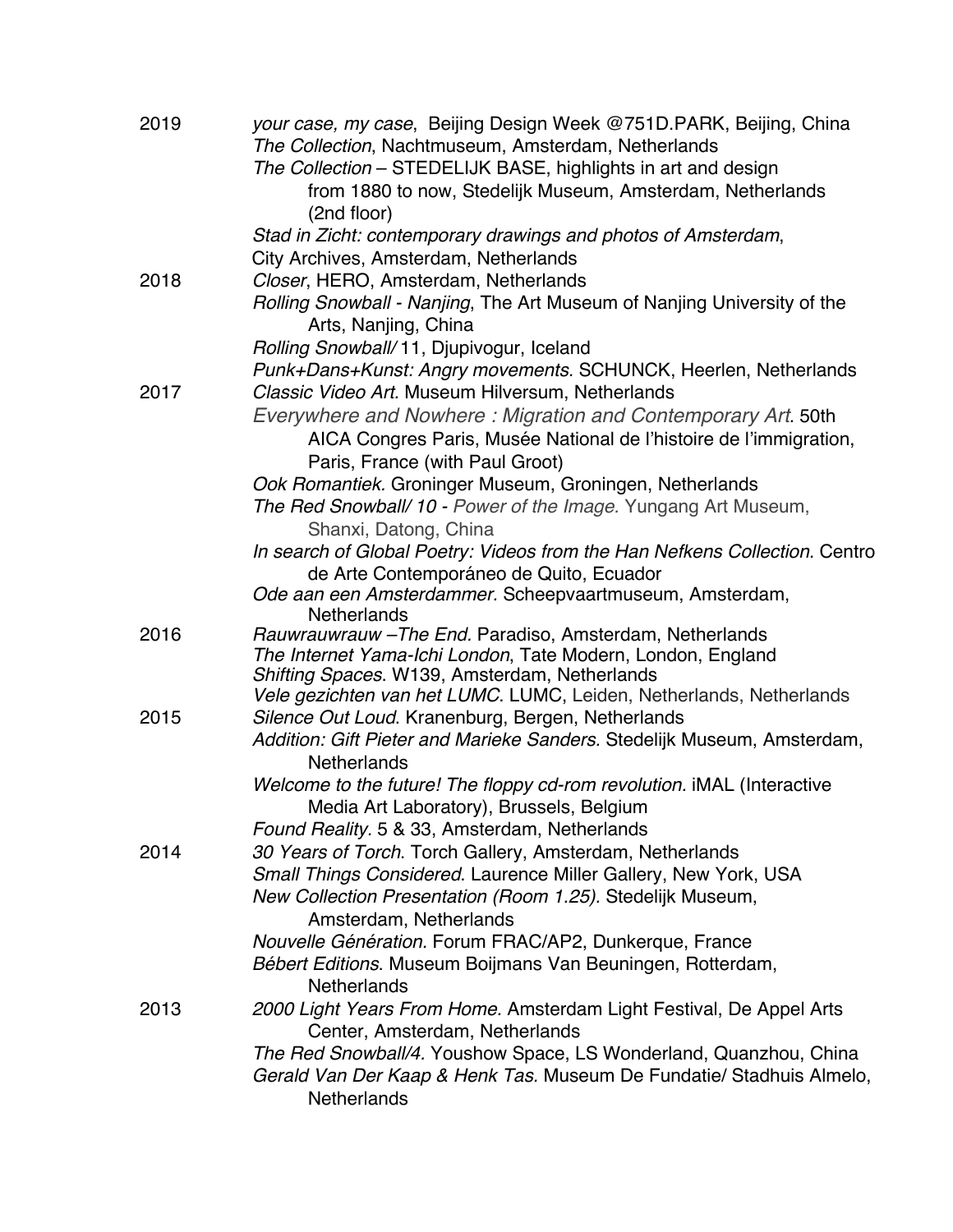2019 *your case, my case*, Beijing Design Week @751D.PARK, Beijing, China
*The Collection*, Nachtmuseum, Amsterdam, Netherlands
*The Collection* – STEDELIJK BASE, highlights in art and design from 1880 to now, Stedelijk Museum, Amsterdam, Netherlands (2nd floor)
*Stad in Zicht: contemporary drawings and photos of Amsterdam*, City Archives, Amsterdam, Netherlands

2018 *Closer*, HERO, Amsterdam, Netherlands
*Rolling Snowball - Nanjing*, The Art Museum of Nanjing University of the Arts, Nanjing, China
*Rolling Snowball/* 11, Djupivogur, Iceland
*Punk+Dans+Kunst: Angry movements.* SCHUNCK, Heerlen, Netherlands

2017 *Classic Video Art*. Museum Hilversum, Netherlands
*Everywhere and Nowhere : Migration and Contemporary Art*. 50th AICA Congres Paris, Musée National de l'histoire de l'immigration, Paris, France (with Paul Groot)
*Ook Romantiek*. Groninger Museum, Groningen, Netherlands
*The Red Snowball/ 10 - Power of the Image.* Yungang Art Museum, Shanxi, Datong, China
*In search of Global Poetry: Videos from the Han Nefkens Collection*. Centro de Arte Contemporáneo de Quito, Ecuador
*Ode aan een Amsterdammer.* Scheepvaartmuseum, Amsterdam, Netherlands

2016 *Rauwrauwrauw –The End.* Paradiso, Amsterdam, Netherlands
*The Internet Yama-Ichi London*, Tate Modern, London, England
*Shifting Spaces*. W139, Amsterdam, Netherlands
*Vele gezichten van het LUMC*. LUMC, Leiden, Netherlands, Netherlands

2015 *Silence Out Loud*. Kranenburg, Bergen, Netherlands
*Addition: Gift Pieter and Marieke Sanders.* Stedelijk Museum, Amsterdam, Netherlands
*Welcome to the future! The floppy cd-rom revolution.* iMAL (Interactive Media Art Laboratory), Brussels, Belgium
*Found Reality.* 5 & 33, Amsterdam, Netherlands

2014 *30 Years of Torch*. Torch Gallery, Amsterdam, Netherlands
*Small Things Considered*. Laurence Miller Gallery, New York, USA
*New Collection Presentation (Room 1.25).* Stedelijk Museum, Amsterdam, Netherlands
*Nouvelle Génération.* Forum FRAC/AP2, Dunkerque, France
*Bébert Editions*. Museum Boijmans Van Beuningen, Rotterdam, Netherlands

2013 *2000 Light Years From Home.* Amsterdam Light Festival, De Appel Arts Center, Amsterdam, Netherlands
*The Red Snowball/4.* Youshow Space, LS Wonderland, Quanzhou, China
*Gerald Van Der Kaap & Henk Tas*. Museum De Fundatie/ Stadhuis Almelo, Netherlands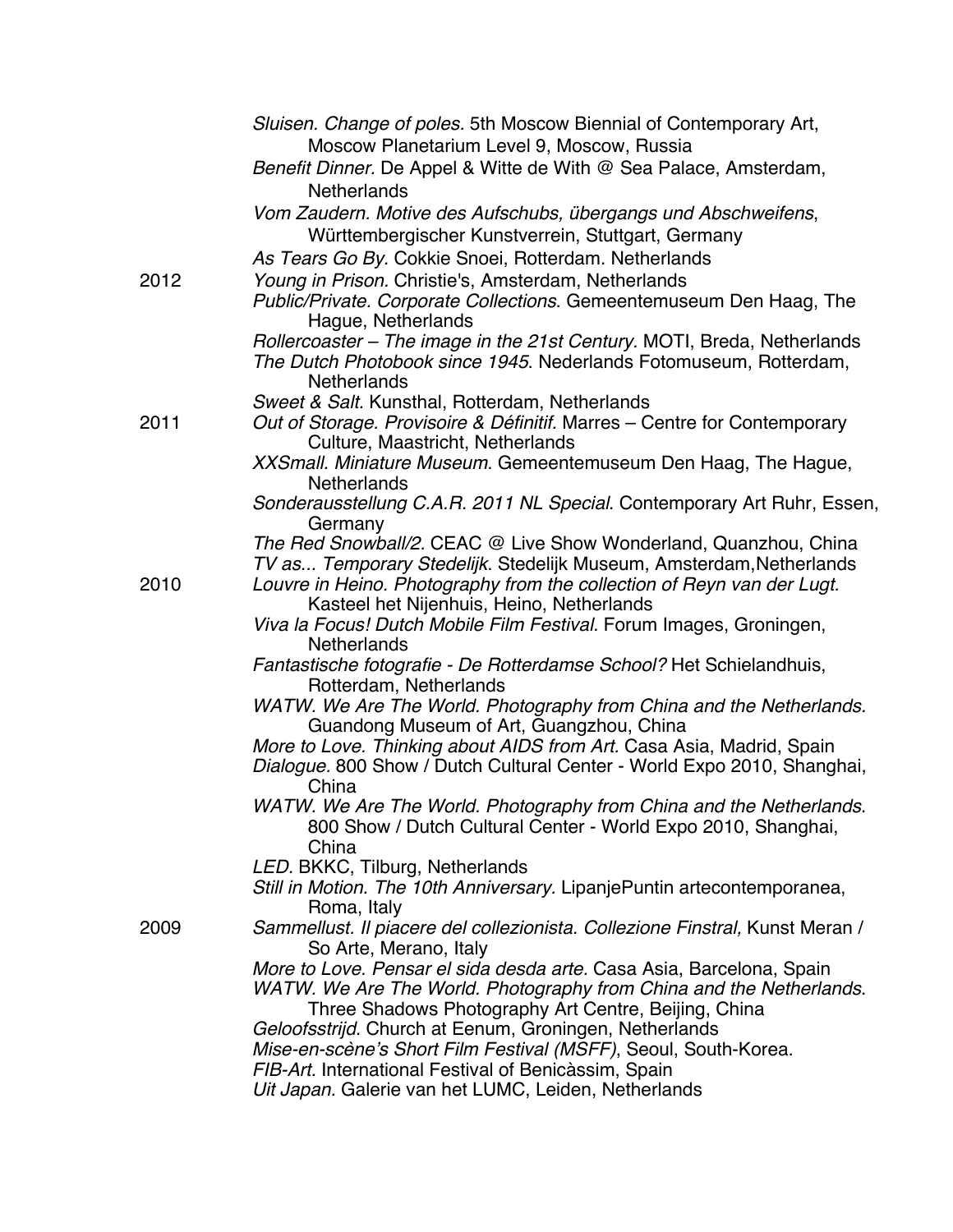*Sluisen. Change of poles.* 5th Moscow Biennial of Contemporary Art, Moscow Planetarium Level 9, Moscow, Russia

*Benefit Dinner.* De Appel & Witte de With @ Sea Palace, Amsterdam, Netherlands

*Vom Zaudern. Motive des Aufschubs, übergangs und Abschweifens*, Württembergischer Kunstverrein, Stuttgart, Germany

*As Tears Go By.* Cokkie Snoei, Rotterdam. Netherlands

**2012**

*Young in Prison.* Christie's, Amsterdam, Netherlands

*Public/Private. Corporate Collections*. Gemeentemuseum Den Haag, The Hague, Netherlands

*Rollercoaster – The image in the 21st Century.* MOTI, Breda, Netherlands

*The Dutch Photobook since 1945*. Nederlands Fotomuseum, Rotterdam, Netherlands

*Sweet & Salt.* Kunsthal, Rotterdam, Netherlands

**2011**

*Out of Storage. Provisoire & Définitif.* Marres – Centre for Contemporary Culture, Maastricht, Netherlands

*XXSmall. Miniature Museum*. Gemeentemuseum Den Haag, The Hague, Netherlands

*Sonderausstellung C.A.R. 2011 NL Special*. Contemporary Art Ruhr, Essen, Germany

*The Red Snowball/2.* CEAC @ Live Show Wonderland, Quanzhou, China

*TV as... Temporary Stedelijk*. Stedelijk Museum, Amsterdam,Netherlands

**2010**

*Louvre in Heino. Photography from the collection of Reyn van der Lugt.* Kasteel het Nijenhuis, Heino, Netherlands

*Viva la Focus! Dutch Mobile Film Festival.* Forum Images, Groningen, Netherlands

*Fantastische fotografie - De Rotterdamse School?* Het Schielandhuis, Rotterdam, Netherlands

*WATW. We Are The World. Photography from China and the Netherlands.* Guandong Museum of Art, Guangzhou, China

*More to Love. Thinking about AIDS from Art.* Casa Asia, Madrid, Spain

*Dialogue.* 800 Show / Dutch Cultural Center - World Expo 2010, Shanghai, China

*WATW. We Are The World. Photography from China and the Netherlands*. 800 Show / Dutch Cultural Center - World Expo 2010, Shanghai, China

*LED.* BKKC, Tilburg, Netherlands

*Still in Motion. The 10th Anniversary.* LipanjePuntin artecontemporanea, Roma, Italy

**2009**

*Sammellust. Il piacere del collezionista. Collezione Finstral,* Kunst Meran / So Arte, Merano, Italy

*More to Love. Pensar el sida desda arte.* Casa Asia, Barcelona, Spain

*WATW. We Are The World. Photography from China and the Netherlands*. Three Shadows Photography Art Centre, Beijing, China

*Geloofsstrijd.* Church at Eenum, Groningen, Netherlands

*Mise-en-scène's Short Film Festival (MSFF)*, Seoul, South-Korea.

*FIB-Art.* International Festival of Benicàssim, Spain

*Uit Japan.* Galerie van het LUMC, Leiden, Netherlands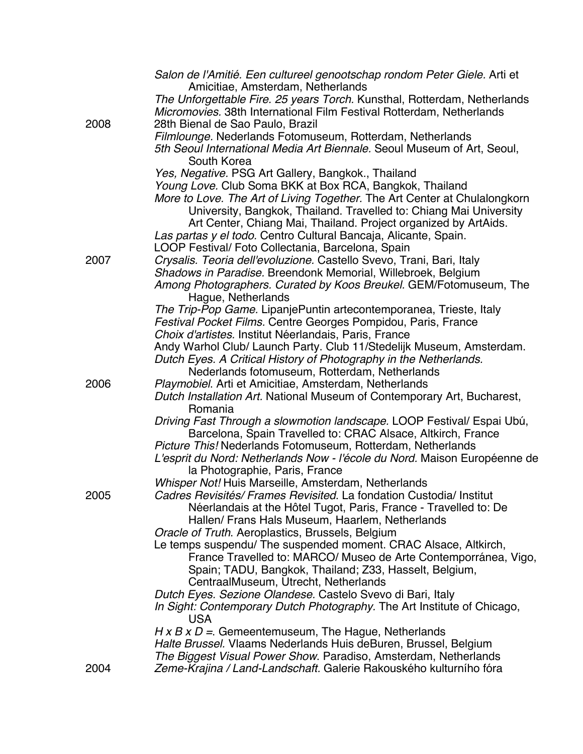*Salon de l'Amitié. Een cultureel genootschap rondom Peter Giele.* Arti et Amicitiae, Amsterdam, Netherlands
*The Unforgettable Fire. 25 years Torch.* Kunsthal, Rotterdam, Netherlands
*Micromovies.* 38th International Film Festival Rotterdam, Netherlands

2008

28th Bienal de Sao Paulo, Brazil
*Filmlounge.* Nederlands Fotomuseum, Rotterdam, Netherlands
*5th Seoul International Media Art Biennale.* Seoul Museum of Art, Seoul, South Korea
*Yes, Negative.* PSG Art Gallery, Bangkok., Thailand
*Young Love.* Club Soma BKK at Box RCA, Bangkok, Thailand
*More to Love. The Art of Living Together.* The Art Center at Chulalongkorn University, Bangkok, Thailand. Travelled to: Chiang Mai University Art Center, Chiang Mai, Thailand. Project organized by ArtAids.
*Las partas y el todo.* Centro Cultural Bancaja, Alicante, Spain.
LOOP Festival/ Foto Collectania, Barcelona, Spain

2007

*Crysalis. Teoria dell'evoluzione.* Castello Svevo, Trani, Bari, Italy
*Shadows in Paradise.* Breendonk Memorial, Willebroek, Belgium
*Among Photographers. Curated by Koos Breukel.* GEM/Fotomuseum, The Hague, Netherlands
*The Trip-Pop Game.* LipanjePuntin artecontemporanea, Trieste, Italy
*Festival Pocket Films.* Centre Georges Pompidou, Paris, France
*Choix d'artistes.* Institut Néerlandais, Paris, France
Andy Warhol Club/ Launch Party. Club 11/Stedelijk Museum, Amsterdam.
*Dutch Eyes. A Critical History of Photography in the Netherlands.* Nederlands fotomuseum, Rotterdam, Netherlands

2006

*Playmobiel.* Arti et Amicitiae, Amsterdam, Netherlands
*Dutch Installation Art.* National Museum of Contemporary Art, Bucharest, Romania
*Driving Fast Through a slowmotion landscape.* LOOP Festival/ Espai Ubú, Barcelona, Spain Travelled to: CRAC Alsace, Altkirch, France
*Picture This!* Nederlands Fotomuseum, Rotterdam, Netherlands
*L'esprit du Nord: Netherlands Now - l'école du Nord.* Maison Européenne de la Photographie, Paris, France
*Whisper Not!* Huis Marseille, Amsterdam, Netherlands

2005

*Cadres Revisités/ Frames Revisited.* La fondation Custodia/ Institut Néerlandais at the Hôtel Tugot, Paris, France - Travelled to: De Hallen/ Frans Hals Museum, Haarlem, Netherlands
*Oracle of Truth.* Aeroplastics, Brussels, Belgium
Le temps suspendu/ The suspended moment. CRAC Alsace, Altkirch, France Travelled to: MARCO/ Museo de Arte Contemporránea, Vigo, Spain; TADU, Bangkok, Thailand; Z33, Hasselt, Belgium, CentraalMuseum, Utrecht, Netherlands
*Dutch Eyes. Sezione Olandese.* Castelo Svevo di Bari, Italy
*In Sight: Contemporary Dutch Photography.* The Art Institute of Chicago, USA
*H x B x D =.* Gemeentemuseum, The Hague, Netherlands
*Halte Brussel.* Vlaams Nederlands Huis deBuren, Brussel, Belgium
*The Biggest Visual Power Show.* Paradiso, Amsterdam, Netherlands

2004

*Zeme-Krajina / Land-Landschaft.* Galerie Rakouského kulturního fóra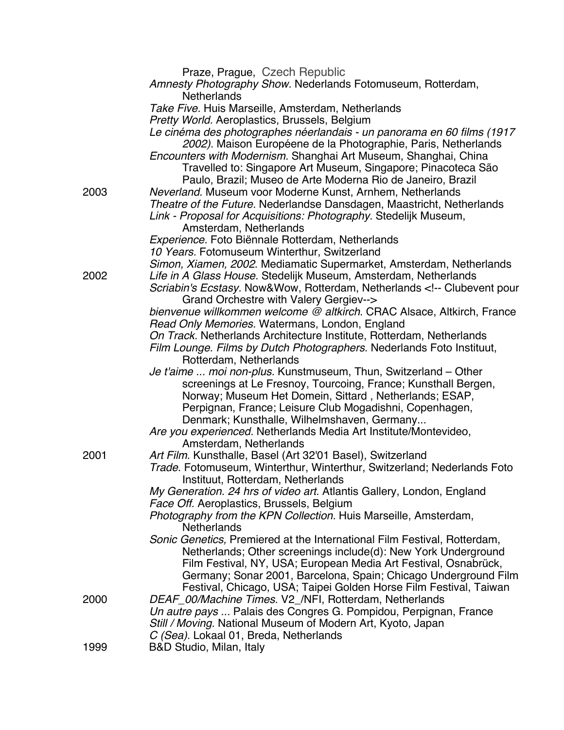Praze, Prague, Czech Republic
*Amnesty Photography Show.* Nederlands Fotomuseum, Rotterdam, Netherlands
*Take Five.* Huis Marseille, Amsterdam, Netherlands
*Pretty World.* Aeroplastics, Brussels, Belgium
*Le cinéma des photographes néerlandais - un panorama en 60 films (1917 2002).* Maison Européene de la Photographie, Paris, Netherlands
*Encounters with Modernism.* Shanghai Art Museum, Shanghai, China Travelled to: Singapore Art Museum, Singapore; Pinacoteca São Paulo, Brazil; Museo de Arte Moderna Rio de Janeiro, Brazil

2003 *Neverland.* Museum voor Moderne Kunst, Arnhem, Netherlands
*Theatre of the Future.* Nederlandse Dansdagen, Maastricht, Netherlands
*Link - Proposal for Acquisitions: Photography.* Stedelijk Museum, Amsterdam, Netherlands
*Experience.* Foto Biënnale Rotterdam, Netherlands
*10 Years.* Fotomuseum Winterthur, Switzerland
*Simon, Xiamen, 2002.* Mediamatic Supermarket, Amsterdam, Netherlands

2002 *Life in A Glass House.* Stedelijk Museum, Amsterdam, Netherlands
*Scriabin's Ecstasy.* Now&Wow, Rotterdam, Netherlands <!-- Clubevent pour Grand Orchestre with Valery Gergiev-->
*bienvenue willkommen welcome @ altkirch.* CRAC Alsace, Altkirch, France
*Read Only Memories.* Watermans, London, England
*On Track.* Netherlands Architecture Institute, Rotterdam, Netherlands
*Film Lounge. Films by Dutch Photographers.* Nederlands Foto Instituut, Rotterdam, Netherlands
*Je t'aime ... moi non-plus.* Kunstmuseum, Thun, Switzerland – Other screenings at Le Fresnoy, Tourcoing, France; Kunsthall Bergen, Norway; Museum Het Domein, Sittard , Netherlands; ESAP, Perpignan, France; Leisure Club Mogadishni, Copenhagen, Denmark; Kunsthalle, Wilhelmshaven, Germany...
*Are you experienced.* Netherlands Media Art Institute/Montevideo, Amsterdam, Netherlands

2001 *Art Film.* Kunsthalle, Basel (Art 32'01 Basel), Switzerland
*Trade.* Fotomuseum, Winterthur, Winterthur, Switzerland; Nederlands Foto Instituut, Rotterdam, Netherlands
*My Generation. 24 hrs of video art.* Atlantis Gallery, London, England
*Face Off.* Aeroplastics, Brussels, Belgium
*Photography from the KPN Collection.* Huis Marseille, Amsterdam, Netherlands
*Sonic Genetics,* Premiered at the International Film Festival, Rotterdam, Netherlands; Other screenings include(d): New York Underground Film Festival, NY, USA; European Media Art Festival, Osnabrück, Germany; Sonar 2001, Barcelona, Spain; Chicago Underground Film Festival, Chicago, USA; Taipei Golden Horse Film Festival, Taiwan

2000 *DEAF_00/Machine Times.* V2_/NFI, Rotterdam, Netherlands
*Un autre pays ...* Palais des Congres G. Pompidou, Perpignan, France
*Still / Moving.* National Museum of Modern Art, Kyoto, Japan
*C (Sea).* Lokaal 01, Breda, Netherlands

1999 B&D Studio, Milan, Italy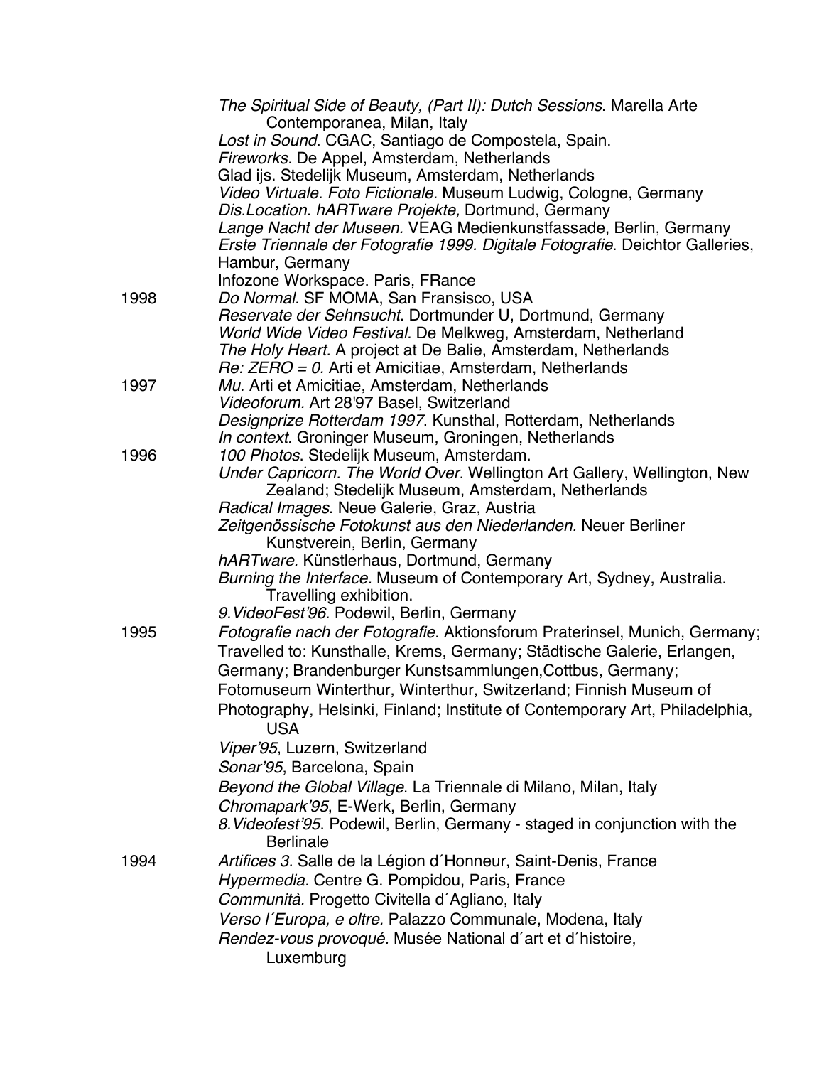*The Spiritual Side of Beauty, (Part II): Dutch Sessions*. Marella Arte Contemporanea, Milan, Italy
*Lost in Sound*. CGAC, Santiago de Compostela, Spain.
*Fireworks*. De Appel, Amsterdam, Netherlands
Glad ijs. Stedelijk Museum, Amsterdam, Netherlands
*Video Virtuale. Foto Fictionale*. Museum Ludwig, Cologne, Germany
*Dis.Location. hARTware Projekte,* Dortmund, Germany
*Lange Nacht der Museen.* VEAG Medienkunstfassade, Berlin, Germany
*Erste Triennale der Fotografie 1999. Digitale Fotografie*. Deichtor Galleries, Hambur, Germany
Infozone Workspace. Paris, FRance

1998
*Do Normal*. SF MOMA, San Fransisco, USA
*Reservate der Sehnsucht*. Dortmunder U, Dortmund, Germany
*World Wide Video Festival.* De Melkweg, Amsterdam, Netherland
*The Holy Heart.* A project at De Balie, Amsterdam, Netherlands
*Re: ZERO = 0.* Arti et Amicitiae, Amsterdam, Netherlands

1997
*Mu.* Arti et Amicitiae, Amsterdam, Netherlands
*Videoforum.* Art 28'97 Basel, Switzerland
*Designprize Rotterdam 1997*. Kunsthal, Rotterdam, Netherlands
*In context.* Groninger Museum, Groningen, Netherlands

1996
*100 Photos*. Stedelijk Museum, Amsterdam.
*Under Capricorn. The World Over.* Wellington Art Gallery, Wellington, New Zealand; Stedelijk Museum, Amsterdam, Netherlands
*Radical Images*. Neue Galerie, Graz, Austria
*Zeitgenössische Fotokunst aus den Niederlanden*. Neuer Berliner Kunstverein, Berlin, Germany
*hARTware.* Künstlerhaus, Dortmund, Germany
*Burning the Interface.* Museum of Contemporary Art, Sydney, Australia. Travelling exhibition.
*9.VideoFest'96.* Podewil, Berlin, Germany

1995
*Fotografie nach der Fotografie*. Aktionsforum Praterinsel, Munich, Germany; Travelled to: Kunsthalle, Krems, Germany; Städtische Galerie, Erlangen, Germany; Brandenburger Kunstsammlungen,Cottbus, Germany; Fotomuseum Winterthur, Winterthur, Switzerland; Finnish Museum of Photography, Helsinki, Finland; Institute of Contemporary Art, Philadelphia, USA
*Viper'95*, Luzern, Switzerland
*Sonar'95*, Barcelona, Spain
*Beyond the Global Village*. La Triennale di Milano, Milan, Italy
*Chromapark'95*, E-Werk, Berlin, Germany
*8.Videofest'95*. Podewil, Berlin, Germany - staged in conjunction with the Berlinale

1994
*Artifices 3.* Salle de la Légion d´Honneur, Saint-Denis, France
*Hypermedia.* Centre G. Pompidou, Paris, France
*Communità.* Progetto Civitella d´Agliano, Italy
*Verso l´Europa, e oltre.* Palazzo Communale, Modena, Italy
*Rendez-vous provoqué.* Musée National d´art et d´histoire, Luxemburg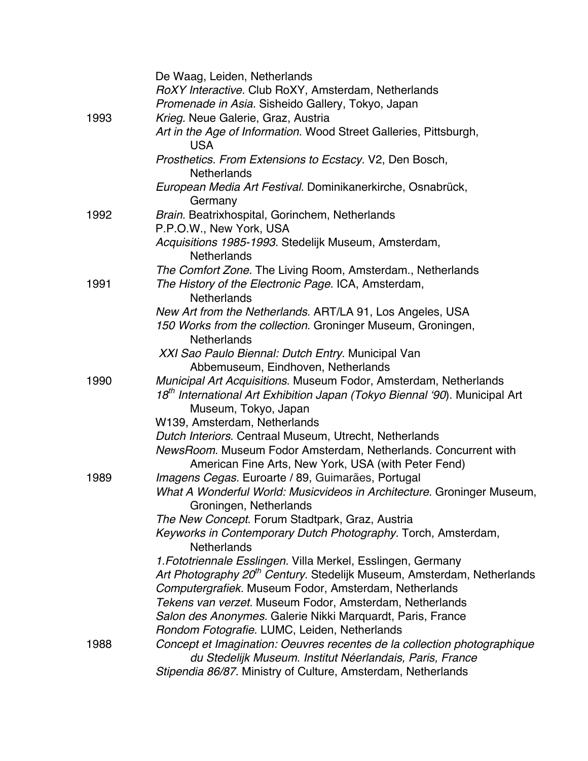| | |
|---|---|
| | De Waag, Leiden, Netherlands |
| | *RoXY Interactive.* Club RoXY, Amsterdam, Netherlands |
| | *Promenade in Asia*. Sisheido Gallery, Tokyo, Japan |
| 1993 | *Krieg.* Neue Galerie, Graz, Austria |
| | *Art in the Age of Information.* Wood Street Galleries, Pittsburgh, USA |
| | *Prosthetics. From Extensions to Ecstacy.* V2, Den Bosch, Netherlands |
| | *European Media Art Festival.* Dominikanerkirche, Osnabrück, Germany |
| 1992 | *Brain.* Beatrixhospital, Gorinchem, Netherlands |
| | P.P.O.W., New York, USA |
| | *Acquisitions 1985-1993.* Stedelijk Museum, Amsterdam, Netherlands |
| | *The Comfort Zone.* The Living Room, Amsterdam., Netherlands |
| 1991 | *The History of the Electronic Page.* ICA, Amsterdam, Netherlands |
| | *New Art from the Netherlands.* ART/LA 91, Los Angeles, USA |
| | *150 Works from the collection.* Groninger Museum, Groningen, Netherlands |
| | *XXI Sao Paulo Biennal: Dutch Entry.* Municipal Van Abbemuseum, Eindhoven, Netherlands |
| 1990 | *Municipal Art Acquisitions*. Museum Fodor, Amsterdam, Netherlands |
| | *18th International Art Exhibition Japan (Tokyo Biennal '90*). Municipal Art Museum, Tokyo, Japan |
| | W139, Amsterdam, Netherlands |
| | *Dutch Interiors*. Centraal Museum, Utrecht, Netherlands |
| | *NewsRoom*. Museum Fodor Amsterdam, Netherlands. Concurrent with American Fine Arts, New York, USA (with Peter Fend) |
| 1989 | *Imagens Cegas.* Euroarte / 89, Guimarães, Portugal |
| | *What A Wonderful World: Musicvideos in Architecture.* Groninger Museum, Groningen, Netherlands |
| | *The New Concept*. Forum Stadtpark, Graz, Austria |
| | *Keyworks in Contemporary Dutch Photography.* Torch, Amsterdam, Netherlands |
| | *1.Fototriennale Esslingen.* Villa Merkel, Esslingen, Germany |
| | *Art Photography 20th Century.* Stedelijk Museum, Amsterdam, Netherlands |
| | *Computergrafiek.* Museum Fodor, Amsterdam, Netherlands |
| | *Tekens van verzet.* Museum Fodor, Amsterdam, Netherlands |
| | *Salon des Anonymes.* Galerie Nikki Marquardt, Paris, France |
| | *Rondom Fotografie.* LUMC, Leiden, Netherlands |
| 1988 | *Concept et Imagination: Oeuvres recentes de la collection photographique du Stedelijk Museum. Institut Néerlandais, Paris, France* |
| | *Stipendia 86/87*. Ministry of Culture, Amsterdam, Netherlands |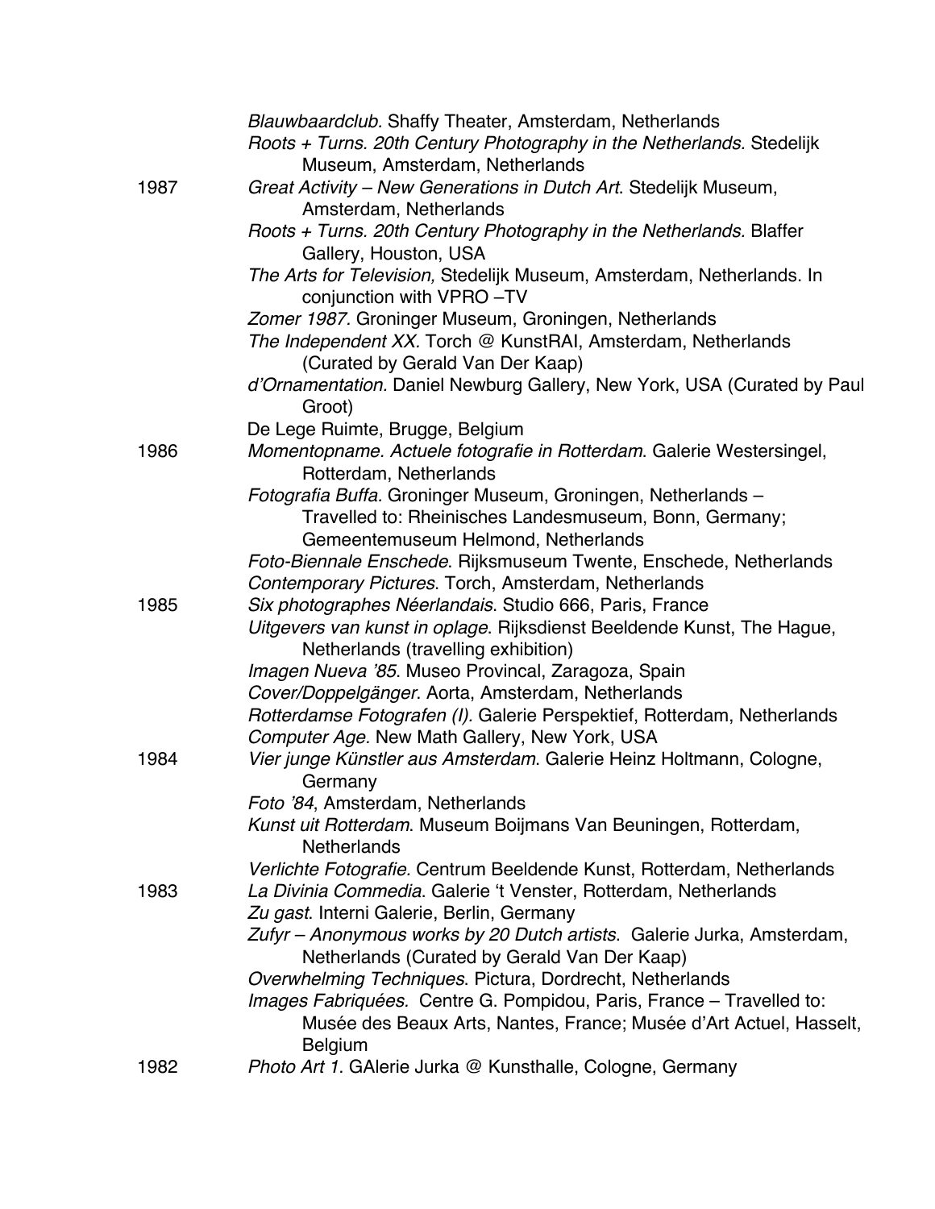*Blauwbaardclub.* Shaffy Theater, Amsterdam, Netherlands

*Roots + Turns. 20th Century Photography in the Netherlands.* Stedelijk Museum, Amsterdam, Netherlands

**1987**

*Great Activity – New Generations in Dutch Art*. Stedelijk Museum, Amsterdam, Netherlands

*Roots + Turns. 20th Century Photography in the Netherlands.* Blaffer Gallery, Houston, USA

*The Arts for Television,* Stedelijk Museum, Amsterdam, Netherlands. In conjunction with VPRO –TV

*Zomer 1987.* Groninger Museum, Groningen, Netherlands

*The Independent XX.* Torch @ KunstRAI, Amsterdam, Netherlands (Curated by Gerald Van Der Kaap)

*d'Ornamentation.* Daniel Newburg Gallery, New York, USA (Curated by Paul Groot)

De Lege Ruimte, Brugge, Belgium

**1986**

*Momentopname. Actuele fotografie in Rotterdam*. Galerie Westersingel, Rotterdam, Netherlands

*Fotografia Buffa.* Groninger Museum, Groningen, Netherlands – Travelled to: Rheinisches Landesmuseum, Bonn, Germany; Gemeentemuseum Helmond, Netherlands

*Foto-Biennale Enschede*. Rijksmuseum Twente, Enschede, Netherlands

*Contemporary Pictures*. Torch, Amsterdam, Netherlands

**1985**

*Six photographes Néerlandais*. Studio 666, Paris, France

*Uitgevers van kunst in oplage*. Rijksdienst Beeldende Kunst, The Hague, Netherlands (travelling exhibition)

*Imagen Nueva '85*. Museo Provincal, Zaragoza, Spain

*Cover/Doppelgänger*. Aorta, Amsterdam, Netherlands

*Rotterdamse Fotografen (I).* Galerie Perspektief, Rotterdam, Netherlands

*Computer Age.* New Math Gallery, New York, USA

**1984**

*Vier junge Künstler aus Amsterdam*. Galerie Heinz Holtmann, Cologne, Germany

*Foto '84*, Amsterdam, Netherlands

*Kunst uit Rotterdam*. Museum Boijmans Van Beuningen, Rotterdam, Netherlands

*Verlichte Fotografie.* Centrum Beeldende Kunst, Rotterdam, Netherlands

**1983**

*La Divinia Commedia*. Galerie 't Venster, Rotterdam, Netherlands

*Zu gast*. Interni Galerie, Berlin, Germany

*Zufyr – Anonymous works by 20 Dutch artists*. Galerie Jurka, Amsterdam, Netherlands (Curated by Gerald Van Der Kaap)

*Overwhelming Techniques*. Pictura, Dordrecht, Netherlands

*Images Fabriquées.* Centre G. Pompidou, Paris, France – Travelled to: Musée des Beaux Arts, Nantes, France; Musée d'Art Actuel, Hasselt, Belgium

**1982**

*Photo Art 1*. GAlerie Jurka @ Kunsthalle, Cologne, Germany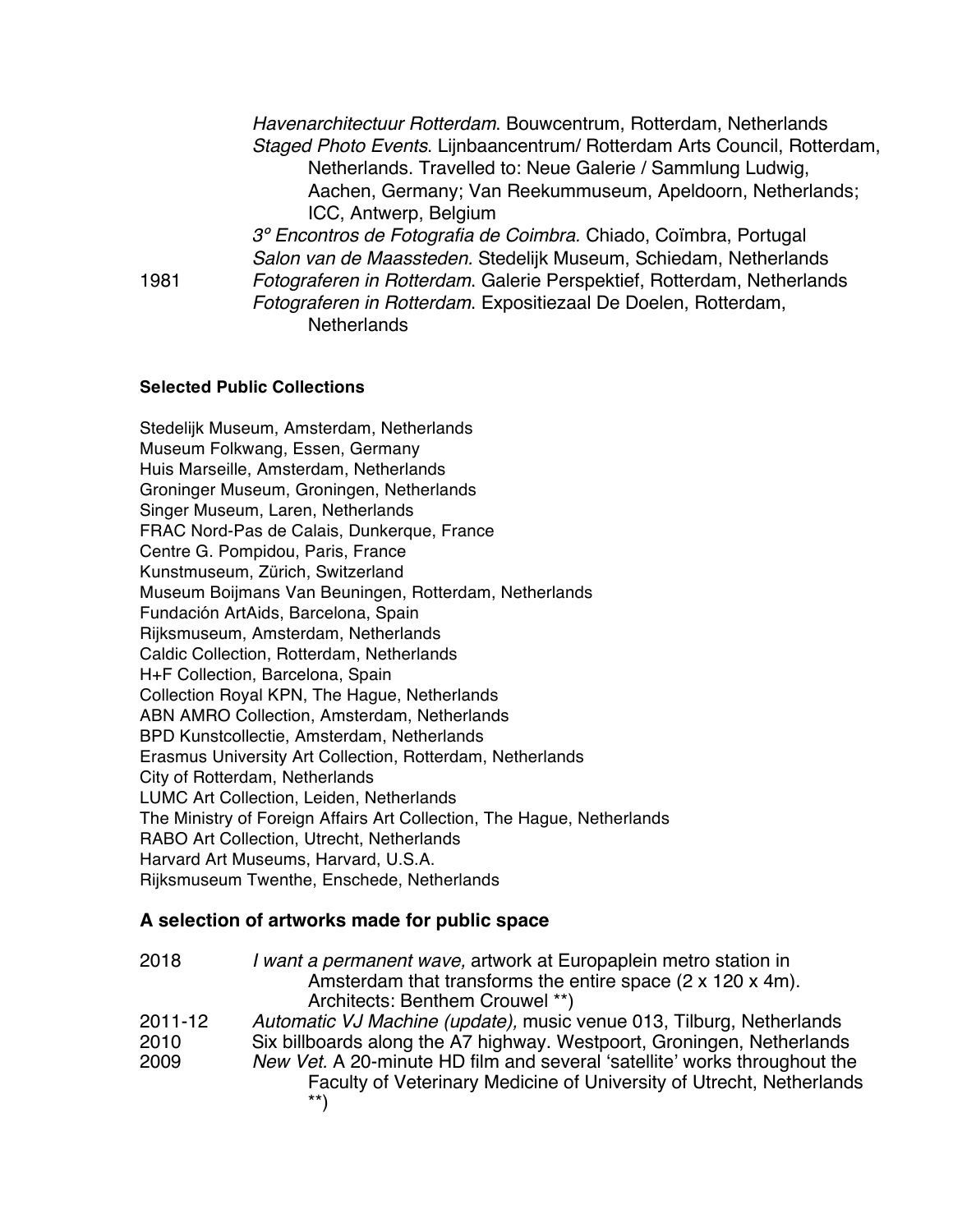*Havenarchitectuur Rotterdam*. Bouwcentrum, Rotterdam, Netherlands

*Staged Photo Events*. Lijnbaancentrum/ Rotterdam Arts Council, Rotterdam, Netherlands. Travelled to: Neue Galerie / Sammlung Ludwig, Aachen, Germany; Van Reekummuseum, Apeldoorn, Netherlands; ICC, Antwerp, Belgium

*3º Encontros de Fotografia de Coimbra.* Chiado, Coïmbra, Portugal

*Salon van de Maassteden.* Stedelijk Museum, Schiedam, Netherlands

1981 *Fotograferen in Rotterdam*. Galerie Perspektief, Rotterdam, Netherlands

*Fotograferen in Rotterdam*. Expositiezaal De Doelen, Rotterdam, Netherlands

**Selected Public Collections**

Stedelijk Museum, Amsterdam, Netherlands
Museum Folkwang, Essen, Germany
Huis Marseille, Amsterdam, Netherlands
Groninger Museum, Groningen, Netherlands
Singer Museum, Laren, Netherlands
FRAC Nord-Pas de Calais, Dunkerque, France
Centre G. Pompidou, Paris, France
Kunstmuseum, Zürich, Switzerland
Museum Boijmans Van Beuningen, Rotterdam, Netherlands
Fundación ArtAids, Barcelona, Spain
Rijksmuseum, Amsterdam, Netherlands
Caldic Collection, Rotterdam, Netherlands
H+F Collection, Barcelona, Spain
Collection Royal KPN, The Hague, Netherlands
ABN AMRO Collection, Amsterdam, Netherlands
BPD Kunstcollectie, Amsterdam, Netherlands
Erasmus University Art Collection, Rotterdam, Netherlands
City of Rotterdam, Netherlands
LUMC Art Collection, Leiden, Netherlands
The Ministry of Foreign Affairs Art Collection, The Hague, Netherlands
RABO Art Collection, Utrecht, Netherlands
Harvard Art Museums, Harvard, U.S.A.
Rijksmuseum Twenthe, Enschede, Netherlands

## A selection of artworks made for public space

2018 *I want a permanent wave,* artwork at Europaplein metro station in Amsterdam that transforms the entire space (2 x 120 x 4m). Architects: Benthem Crouwel **)

2011-12 *Automatic VJ Machine (update),* music venue 013, Tilburg, Netherlands

2010 Six billboards along the A7 highway. Westpoort, Groningen, Netherlands

2009 *New Vet.* A 20-minute HD film and several 'satellite' works throughout the Faculty of Veterinary Medicine of University of Utrecht, Netherlands **)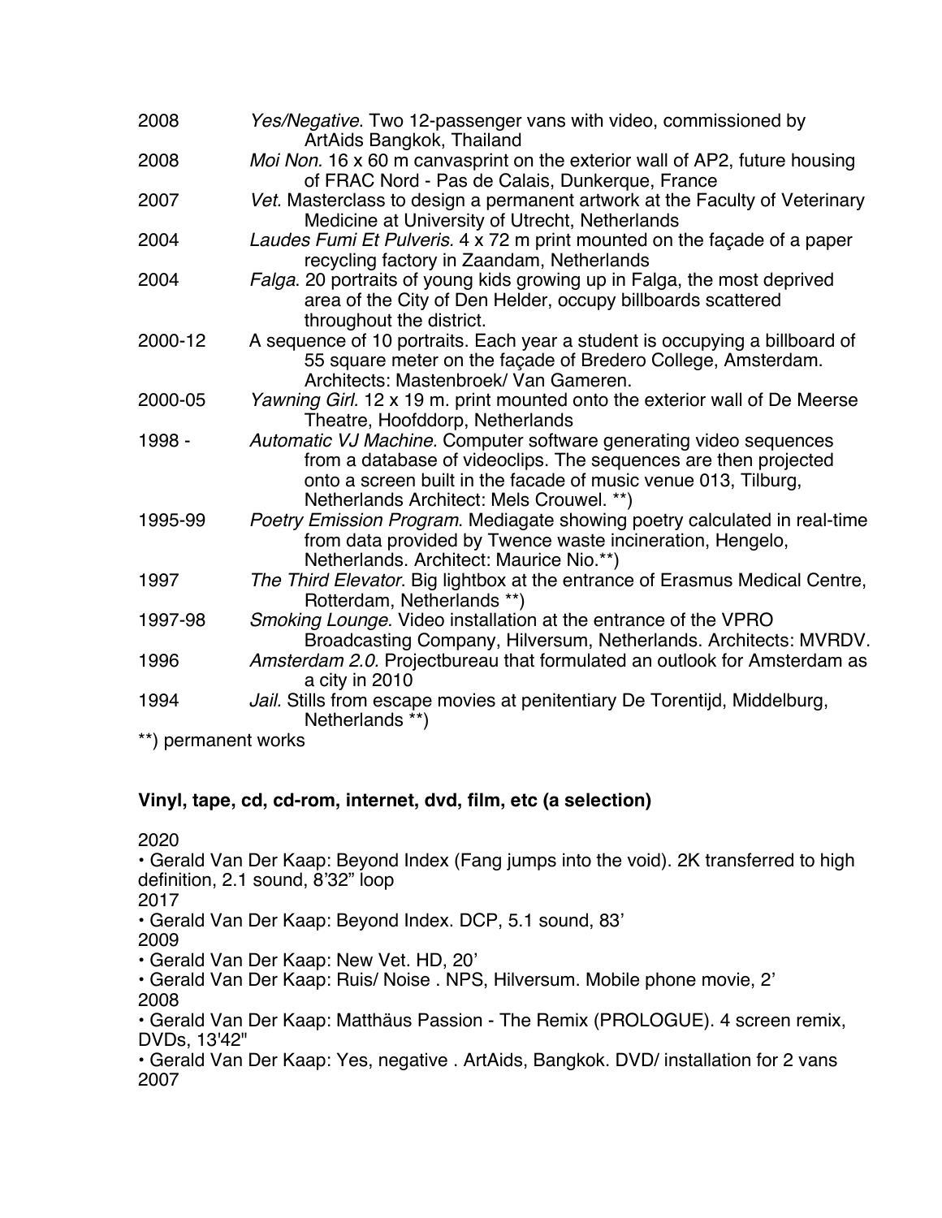2008 *Yes/Negative*. Two 12-passenger vans with video, commissioned by ArtAids Bangkok, Thailand

2008 *Moi Non.* 16 x 60 m canvasprint on the exterior wall of AP2, future housing of FRAC Nord - Pas de Calais, Dunkerque, France

2007 *Vet.* Masterclass to design a permanent artwork at the Faculty of Veterinary Medicine at University of Utrecht, Netherlands

2004 *Laudes Fumi Et Pulveris.* 4 x 72 m print mounted on the façade of a paper recycling factory in Zaandam, Netherlands

2004 *Falga*. 20 portraits of young kids growing up in Falga, the most deprived area of the City of Den Helder, occupy billboards scattered throughout the district.

2000-12 A sequence of 10 portraits. Each year a student is occupying a billboard of 55 square meter on the façade of Bredero College, Amsterdam. Architects: Mastenbroek/ Van Gameren.

2000-05 *Yawning Girl.* 12 x 19 m. print mounted onto the exterior wall of De Meerse Theatre, Hoofddorp, Netherlands

1998 - *Automatic VJ Machine.* Computer software generating video sequences from a database of videoclips. The sequences are then projected onto a screen built in the facade of music venue 013, Tilburg, Netherlands Architect: Mels Crouwel. **)

1995-99 *Poetry Emission Program*. Mediagate showing poetry calculated in real-time from data provided by Twence waste incineration, Hengelo, Netherlands. Architect: Maurice Nio.**)

1997 *The Third Elevator*. Big lightbox at the entrance of Erasmus Medical Centre, Rotterdam, Netherlands **)

1997-98 *Smoking Lounge.* Video installation at the entrance of the VPRO Broadcasting Company, Hilversum, Netherlands. Architects: MVRDV.

1996 *Amsterdam 2.0.* Projectbureau that formulated an outlook for Amsterdam as a city in 2010

1994 *Jail.* Stills from escape movies at penitentiary De Torentijd, Middelburg, Netherlands **)

**) permanent works

**Vinyl, tape, cd, cd-rom, internet, dvd, film, etc (a selection)**

2020

• Gerald Van Der Kaap: Beyond Index (Fang jumps into the void). 2K transferred to high definition, 2.1 sound, 8'32" loop

2017

• Gerald Van Der Kaap: Beyond Index. DCP, 5.1 sound, 83'

2009

• Gerald Van Der Kaap: New Vet. HD, 20'

• Gerald Van Der Kaap: Ruis/ Noise . NPS, Hilversum. Mobile phone movie, 2'

2008

• Gerald Van Der Kaap: Matthäus Passion - The Remix (PROLOGUE). 4 screen remix, DVDs, 13'42"

• Gerald Van Der Kaap: Yes, negative . ArtAids, Bangkok. DVD/ installation for 2 vans

2007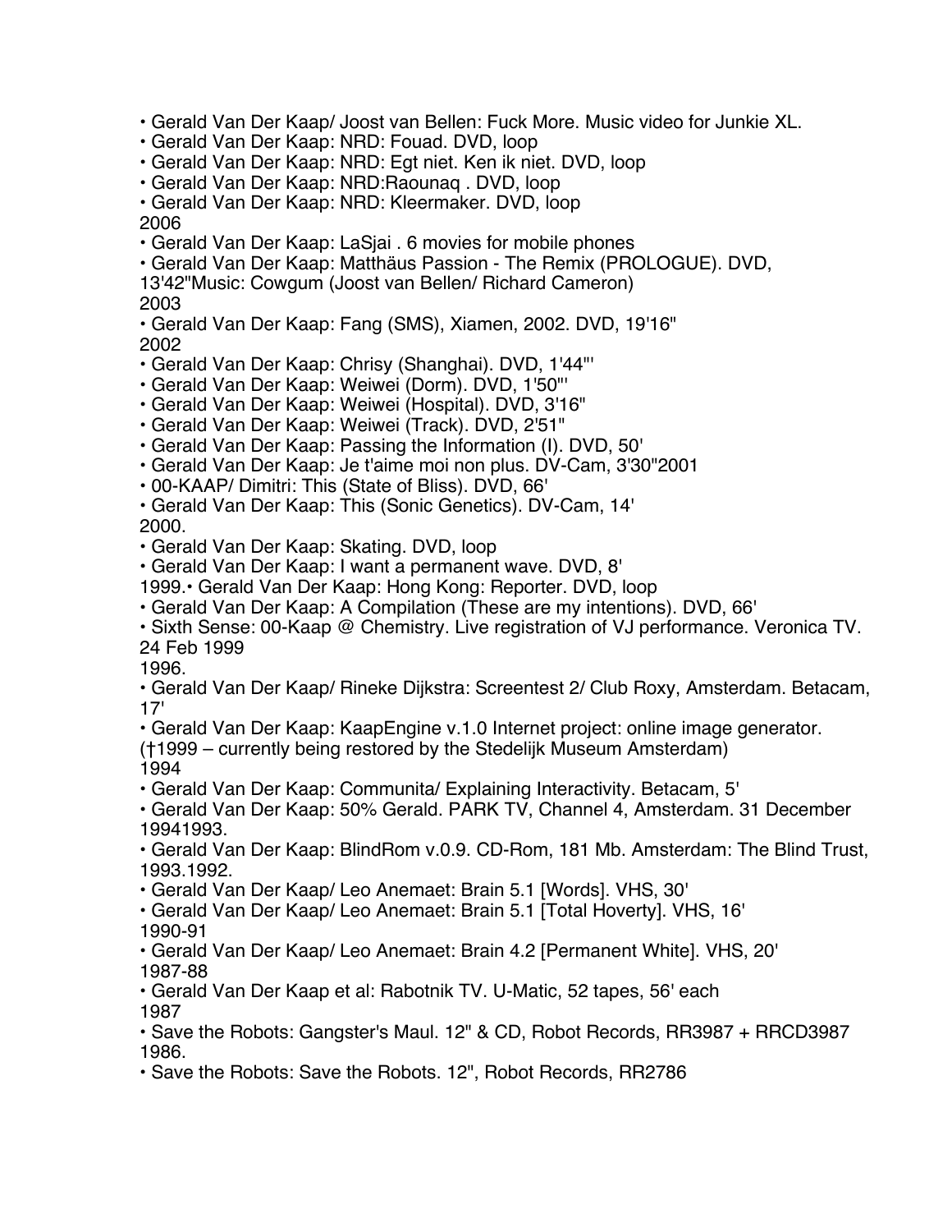- Gerald Van Der Kaap/ Joost van Bellen: Fuck More. Music video for Junkie XL.
- Gerald Van Der Kaap: NRD: Fouad. DVD, loop
- Gerald Van Der Kaap: NRD: Egt niet. Ken ik niet. DVD, loop
- Gerald Van Der Kaap: NRD:Raounaq . DVD, loop
- Gerald Van Der Kaap: NRD: Kleermaker. DVD, loop

2006

- Gerald Van Der Kaap: LaSjai . 6 movies for mobile phones
- Gerald Van Der Kaap: Matthäus Passion - The Remix (PROLOGUE). DVD, 13'42"Music: Cowgum (Joost van Bellen/ Richard Cameron)

2003

- Gerald Van Der Kaap: Fang (SMS), Xiamen, 2002. DVD, 19'16"

2002

- Gerald Van Der Kaap: Chrisy (Shanghai). DVD, 1'44"'
- Gerald Van Der Kaap: Weiwei (Dorm). DVD, 1'50"'
- Gerald Van Der Kaap: Weiwei (Hospital). DVD, 3'16"
- Gerald Van Der Kaap: Weiwei (Track). DVD, 2'51"
- Gerald Van Der Kaap: Passing the Information (I). DVD, 50'
- Gerald Van Der Kaap: Je t'aime moi non plus. DV-Cam, 3'30"2001
- 00-KAAP/ Dimitri: This (State of Bliss). DVD, 66'
- Gerald Van Der Kaap: This (Sonic Genetics). DV-Cam, 14'

2000.

- Gerald Van Der Kaap: Skating. DVD, loop
- Gerald Van Der Kaap: I want a permanent wave. DVD, 8'

1999.• Gerald Van Der Kaap: Hong Kong: Reporter. DVD, loop

- Gerald Van Der Kaap: A Compilation (These are my intentions). DVD, 66'
- Sixth Sense: 00-Kaap @ Chemistry. Live registration of VJ performance. Veronica TV. 24 Feb 1999

1996.

- Gerald Van Der Kaap/ Rineke Dijkstra: Screentest 2/ Club Roxy, Amsterdam. Betacam, 17'
- Gerald Van Der Kaap: KaapEngine v.1.0 Internet project: online image generator. (†1999 – currently being restored by the Stedelijk Museum Amsterdam)

1994

- Gerald Van Der Kaap: Communita/ Explaining Interactivity. Betacam, 5'
- Gerald Van Der Kaap: 50% Gerald. PARK TV, Channel 4, Amsterdam. 31 December 19941993.
- Gerald Van Der Kaap: BlindRom v.0.9. CD-Rom, 181 Mb. Amsterdam: The Blind Trust, 1993.1992.
- Gerald Van Der Kaap/ Leo Anemaet: Brain 5.1 [Words]. VHS, 30'
- Gerald Van Der Kaap/ Leo Anemaet: Brain 5.1 [Total Hoverty]. VHS, 16'

1990-91

- Gerald Van Der Kaap/ Leo Anemaet: Brain 4.2 [Permanent White]. VHS, 20'

1987-88

- Gerald Van Der Kaap et al: Rabotnik TV. U-Matic, 52 tapes, 56' each

1987

- Save the Robots: Gangster's Maul. 12" & CD, Robot Records, RR3987 + RRCD3987

1986.

- Save the Robots: Save the Robots. 12", Robot Records, RR2786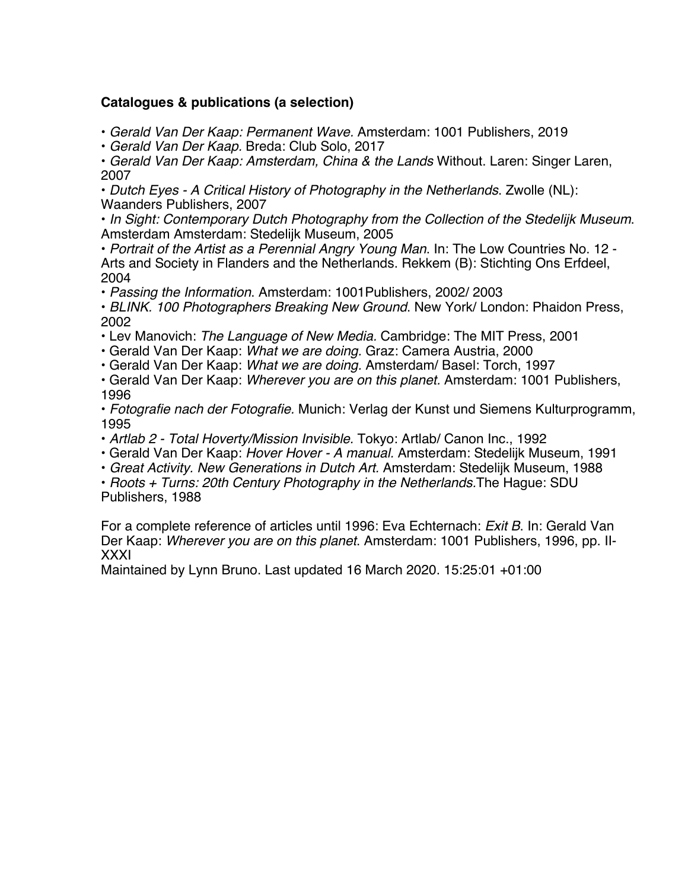### **Catalogues & publications (a selection)**

- *Gerald Van Der Kaap: Permanent Wave.* Amsterdam: 1001 Publishers, 2019
- *Gerald Van Der Kaap.* Breda: Club Solo, 2017
- *Gerald Van Der Kaap: Amsterdam, China & the Lands* Without. Laren: Singer Laren, 2007
- *Dutch Eyes - A Critical History of Photography in the Netherlands*. Zwolle (NL): Waanders Publishers, 2007
- *In Sight: Contemporary Dutch Photography from the Collection of the Stedelijk Museum*. Amsterdam Amsterdam: Stedelijk Museum, 2005
- *Portrait of the Artist as a Perennial Angry Young Man*. In: The Low Countries No. 12 - Arts and Society in Flanders and the Netherlands. Rekkem (B): Stichting Ons Erfdeel, 2004
- *Passing the Information*. Amsterdam: 1001Publishers, 2002/ 2003
- *BLINK. 100 Photographers Breaking New Ground*. New York/ London: Phaidon Press, 2002
- Lev Manovich: *The Language of New Media.* Cambridge: The MIT Press, 2001
- Gerald Van Der Kaap: *What we are doing.* Graz: Camera Austria, 2000
- Gerald Van Der Kaap: *What we are doing.* Amsterdam/ Basel: Torch, 1997
- Gerald Van Der Kaap: *Wherever you are on this planet.* Amsterdam: 1001 Publishers, 1996
- *Fotografie nach der Fotografie.* Munich: Verlag der Kunst und Siemens Kulturprogramm, 1995
- *Artlab 2 - Total Hoverty/Mission Invisible.* Tokyo: Artlab/ Canon Inc., 1992
- Gerald Van Der Kaap: *Hover Hover - A manual.* Amsterdam: Stedelijk Museum, 1991
- *Great Activity. New Generations in Dutch Art.* Amsterdam: Stedelijk Museum, 1988
- *Roots + Turns: 20th Century Photography in the Netherlands.*The Hague: SDU Publishers, 1988

For a complete reference of articles until 1996: Eva Echternach: *Exit B*. In: Gerald Van Der Kaap: *Wherever you are on this planet*. Amsterdam: 1001 Publishers, 1996, pp. II-XXXI

Maintained by Lynn Bruno. Last updated 16 March 2020. 15:25:01 +01:00